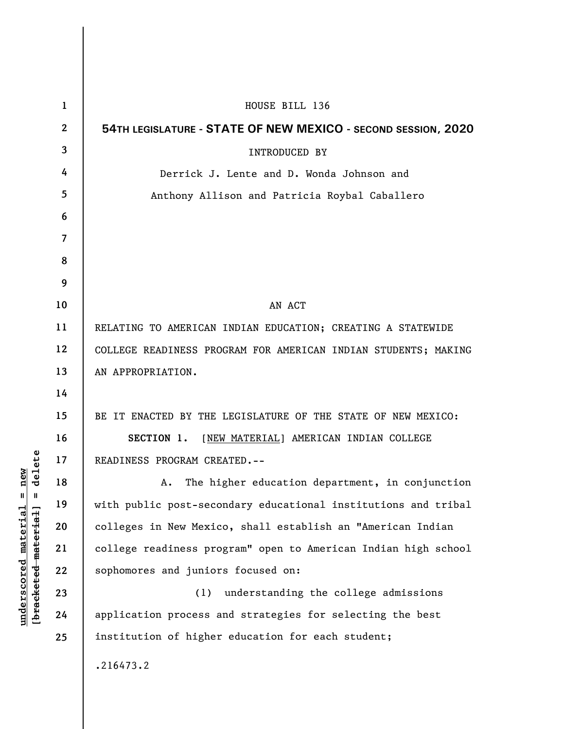HOUSE BILL 136

**54TH LEGISLATURE - STATE OF NEW MEXICO - SECOND SESSION, 2020**

INTRODUCED BY

Derrick J. Lente and D. Wonda Johnson and
Anthony Allison and Patricia Roybal Caballero

AN ACT

RELATING TO AMERICAN INDIAN EDUCATION; CREATING A STATEWIDE COLLEGE READINESS PROGRAM FOR AMERICAN INDIAN STUDENTS; MAKING AN APPROPRIATION.

BE IT ENACTED BY THE LEGISLATURE OF THE STATE OF NEW MEXICO:

**SECTION 1.** [NEW MATERIAL] AMERICAN INDIAN COLLEGE READINESS PROGRAM CREATED.--

A. The higher education department, in conjunction with public post-secondary educational institutions and tribal colleges in New Mexico, shall establish an "American Indian college readiness program" open to American Indian high school sophomores and juniors focused on:

(1) understanding the college admissions application process and strategies for selecting the best institution of higher education for each student;

.216473.2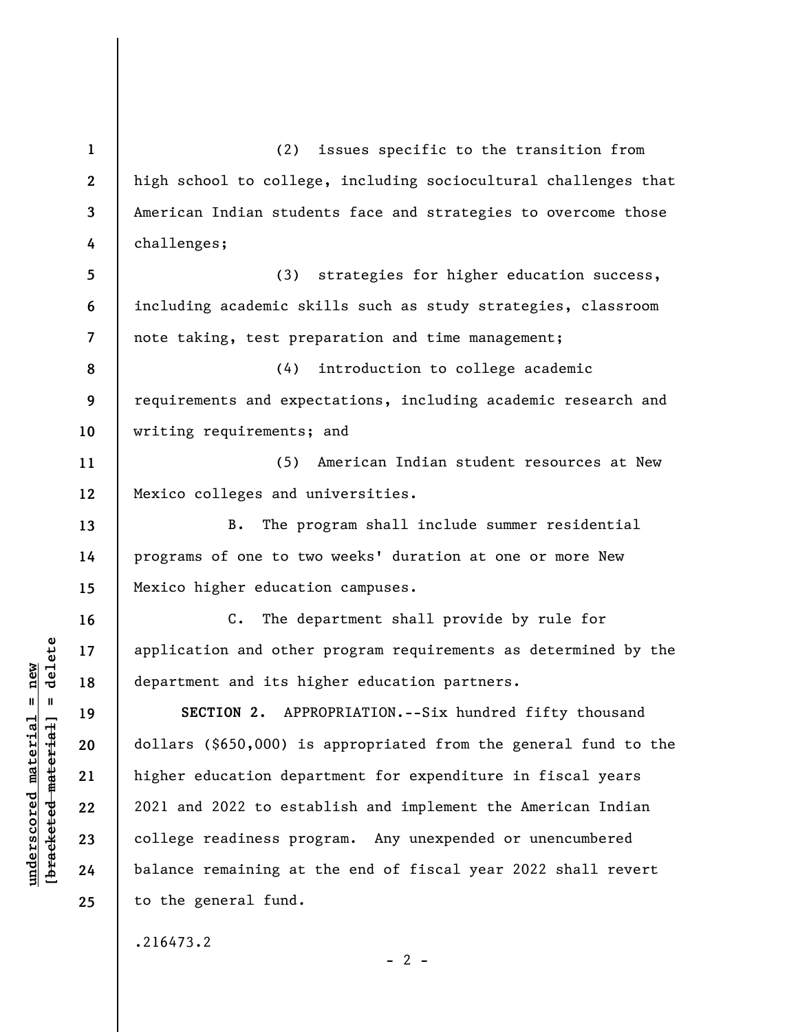(2) issues specific to the transition from high school to college, including sociocultural challenges that American Indian students face and strategies to overcome those challenges;

(3) strategies for higher education success, including academic skills such as study strategies, classroom note taking, test preparation and time management;

(4) introduction to college academic requirements and expectations, including academic research and writing requirements; and

(5) American Indian student resources at New Mexico colleges and universities.

B. The program shall include summer residential programs of one to two weeks' duration at one or more New Mexico higher education campuses.

C. The department shall provide by rule for application and other program requirements as determined by the department and its higher education partners.

**SECTION 2.** APPROPRIATION.--Six hundred fifty thousand dollars ($650,000) is appropriated from the general fund to the higher education department for expenditure in fiscal years 2021 and 2022 to establish and implement the American Indian college readiness program. Any unexpended or unencumbered balance remaining at the end of fiscal year 2022 shall revert to the general fund.

.216473.2